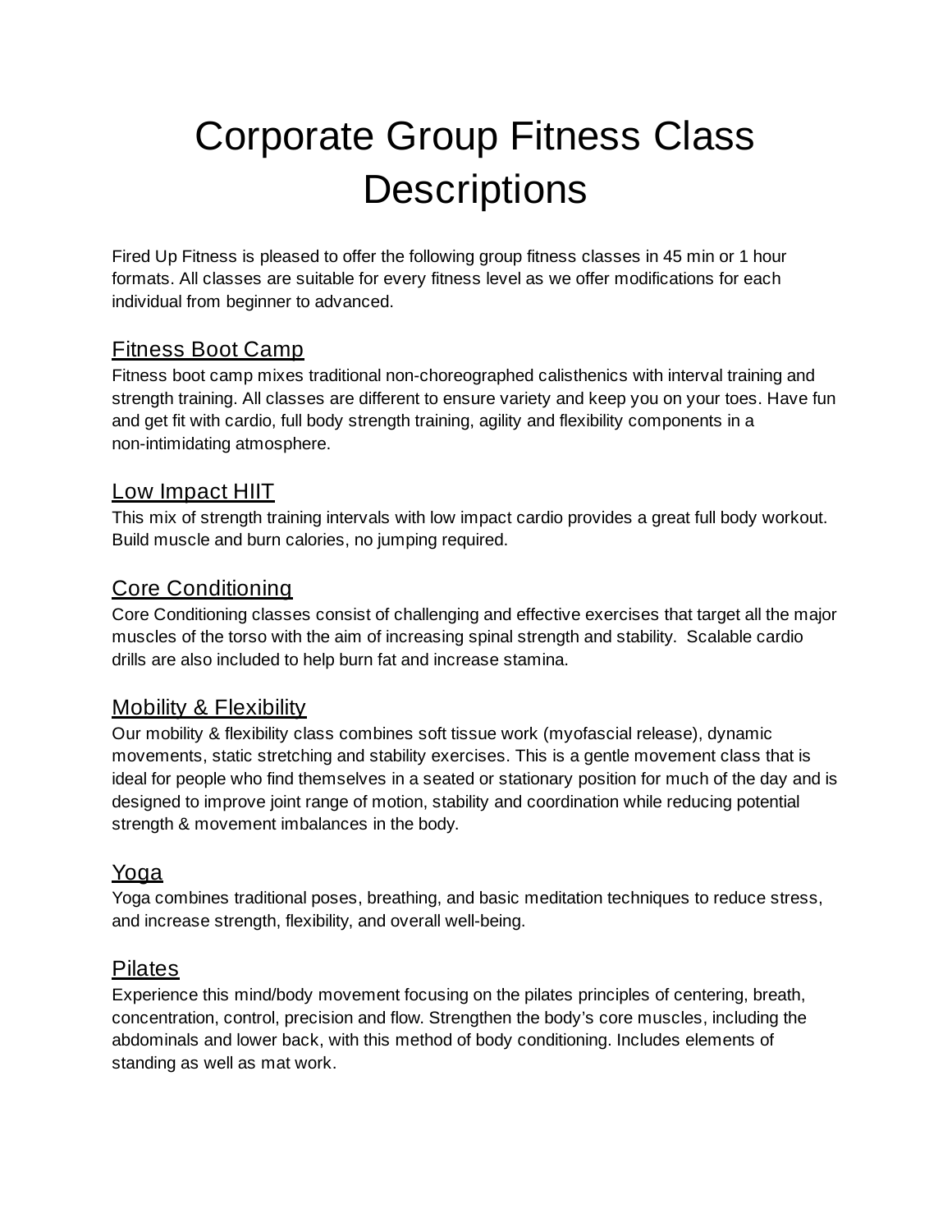# Corporate Group Fitness Class Descriptions

Fired Up Fitness is pleased to offer the following group fitness classes in 45 min or 1 hour formats. All classes are suitable for every fitness level as we offer modifications for each individual from beginner to advanced.

## Fitness Boot Camp

Fitness boot camp mixes traditional non-choreographed calisthenics with interval training and strength training. All classes are different to ensure variety and keep you on your toes. Have fun and get fit with cardio, full body strength training, agility and flexibility components in a non-intimidating atmosphere.

## Low Impact HIIT

This mix of strength training intervals with low impact cardio provides a great full body workout. Build muscle and burn calories, no jumping required.

## Core Conditioning

Core Conditioning classes consist of challenging and effective exercises that target all the major muscles of the torso with the aim of increasing spinal strength and stability. Scalable cardio drills are also included to help burn fat and increase stamina.

## Mobility & Flexibility

Our mobility & flexibility class combines soft tissue work (myofascial release), dynamic movements, static stretching and stability exercises. This is a gentle movement class that is ideal for people who find themselves in a seated or stationary position for much of the day and is designed to improve joint range of motion, stability and coordination while reducing potential strength & movement imbalances in the body.

## Yoga

Yoga combines traditional poses, breathing, and basic meditation techniques to reduce stress, and increase strength, flexibility, and overall well-being.

## Pilates

Experience this mind/body movement focusing on the pilates principles of centering, breath, concentration, control, precision and flow. Strengthen the body's core muscles, including the abdominals and lower back, with this method of body conditioning. Includes elements of standing as well as mat work.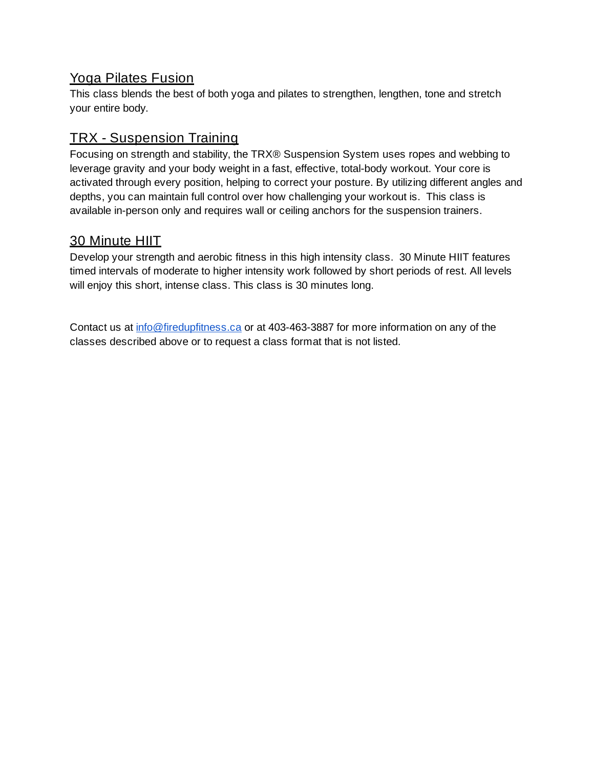## Yoga Pilates Fusion

This class blends the best of both yoga and pilates to strengthen, lengthen, tone and stretch your entire body.

## TRX - Suspension Training

Focusing on strength and stability, the TRX® Suspension System uses ropes and webbing to leverage gravity and your body weight in a fast, effective, total-body workout. Your core is activated through every position, helping to correct your posture. By utilizing different angles and depths, you can maintain full control over how challenging your workout is. This class is available in-person only and requires wall or ceiling anchors for the suspension trainers.

## 30 Minute HIIT

Develop your strength and aerobic fitness in this high intensity class. 30 Minute HIIT features timed intervals of moderate to higher intensity work followed by short periods of rest. All levels will enjoy this short, intense class. This class is 30 minutes long.

Contact us at [info@firedupfitness.ca](mailto:info@firedupfitness.ca) or at 403-463-3887 for more information on any of the classes described above or to request a class format that is not listed.